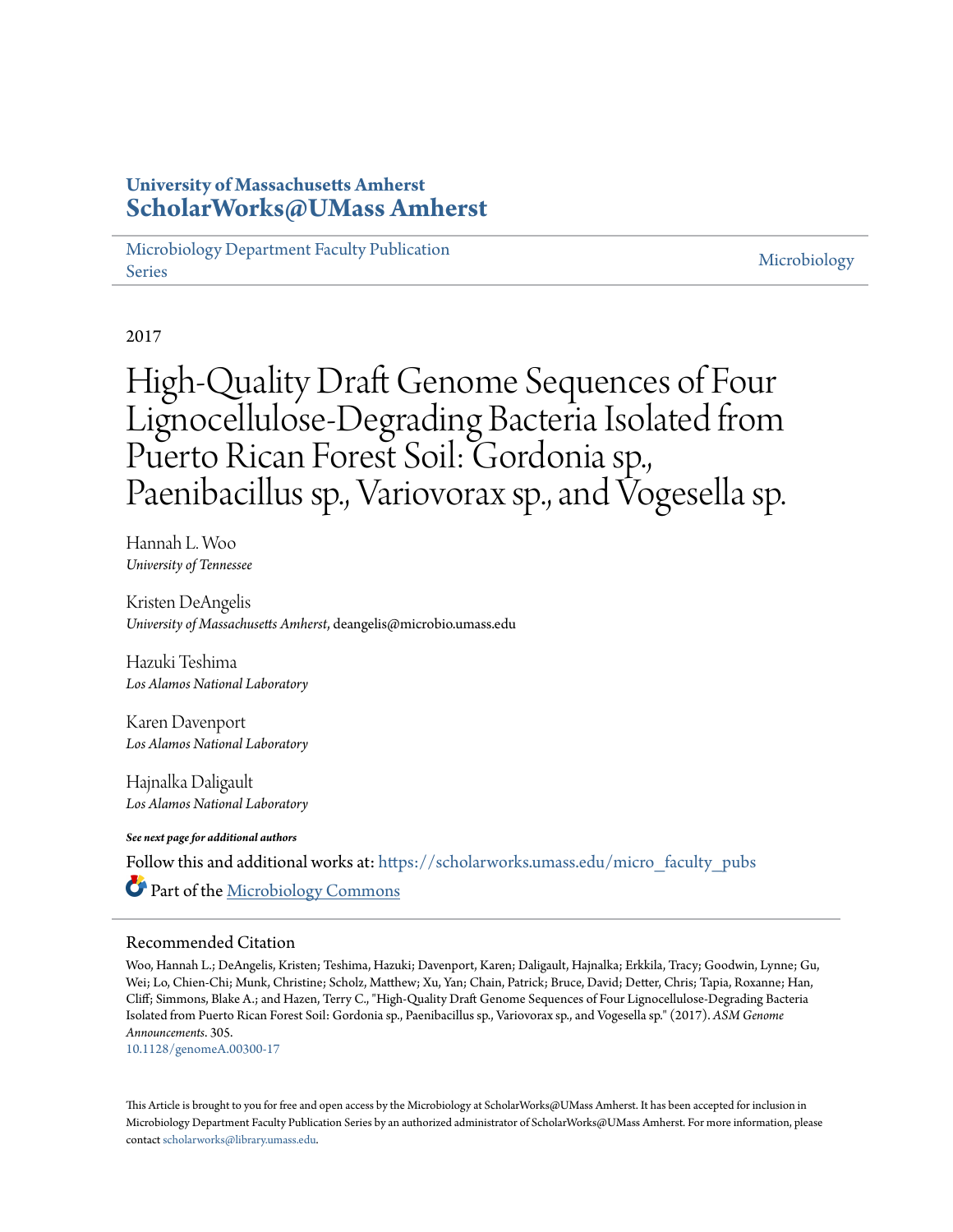**University of Massachusetts Amherst**
**ScholarWorks@UMass Amherst**

Microbiology Department Faculty Publication Series | Microbiology

2017

# High-Quality Draft Genome Sequences of Four Lignocellulose-Degrading Bacteria Isolated from Puerto Rican Forest Soil: Gordonia sp., Paenibacillus sp., Variovorax sp., and Vogesella sp.

Hannah L. Woo
*University of Tennessee*

Kristen DeAngelis
*University of Massachusetts Amherst*, deangelis@microbio.umass.edu

Hazuki Teshima
*Los Alamos National Laboratory*

Karen Davenport
*Los Alamos National Laboratory*

Hajnalka Daligault
*Los Alamos National Laboratory*

***See next page for additional authors***

Follow this and additional works at: https://scholarworks.umass.edu/micro_faculty_pubs

Part of the Microbiology Commons

## Recommended Citation

Woo, Hannah L.; DeAngelis, Kristen; Teshima, Hazuki; Davenport, Karen; Daligault, Hajnalka; Erkkila, Tracy; Goodwin, Lynne; Gu, Wei; Lo, Chien-Chi; Munk, Christine; Scholz, Matthew; Xu, Yan; Chain, Patrick; Bruce, David; Detter, Chris; Tapia, Roxanne; Han, Cliff; Simmons, Blake A.; and Hazen, Terry C., "High-Quality Draft Genome Sequences of Four Lignocellulose-Degrading Bacteria Isolated from Puerto Rican Forest Soil: Gordonia sp., Paenibacillus sp., Variovorax sp., and Vogesella sp." (2017). *ASM Genome Announcements*. 305.
10.1128/genomeA.00300-17

This Article is brought to you for free and open access by the Microbiology at ScholarWorks@UMass Amherst. It has been accepted for inclusion in Microbiology Department Faculty Publication Series by an authorized administrator of ScholarWorks@UMass Amherst. For more information, please contact scholarworks@library.umass.edu.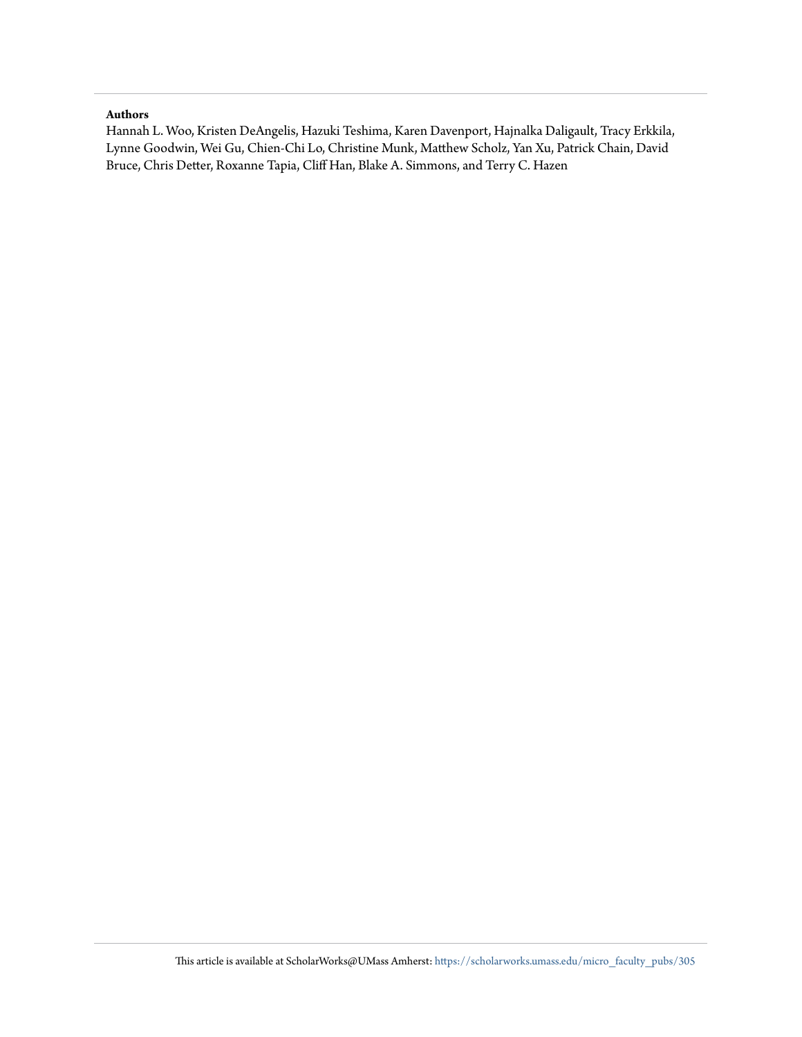**Authors**

Hannah L. Woo, Kristen DeAngelis, Hazuki Teshima, Karen Davenport, Hajnalka Daligault, Tracy Erkkila, Lynne Goodwin, Wei Gu, Chien-Chi Lo, Christine Munk, Matthew Scholz, Yan Xu, Patrick Chain, David Bruce, Chris Detter, Roxanne Tapia, Cliff Han, Blake A. Simmons, and Terry C. Hazen

This article is available at ScholarWorks@UMass Amherst: https://scholarworks.umass.edu/micro_faculty_pubs/305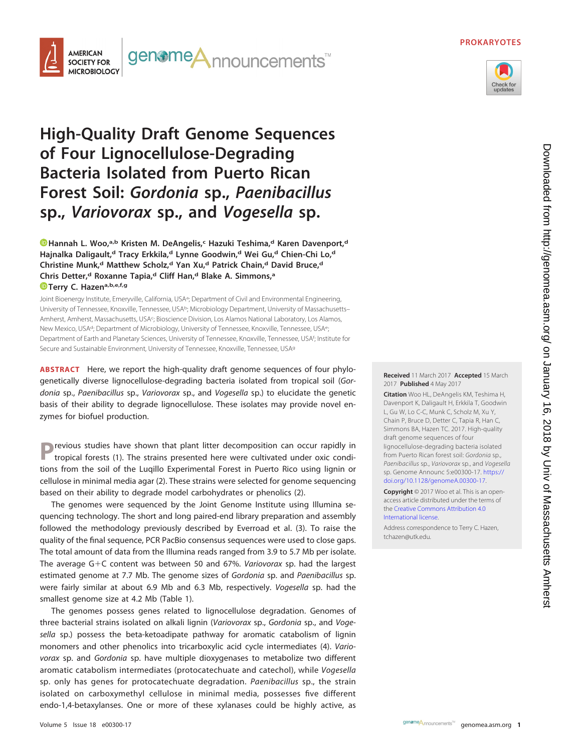# High-Quality Draft Genome Sequences of Four Lignocellulose-Degrading Bacteria Isolated from Puerto Rican Forest Soil: *Gordonia* sp., *Paenibacillus* sp., *Variovorax* sp., and *Vogesella* sp.

Hannah L. Woo,[a,b] Kristen M. DeAngelis,[c] Hazuki Teshima,[d] Karen Davenport,[d] Hajnalka Daligault,[d] Tracy Erkkila,[d] Lynne Goodwin,[d] Wei Gu,[d] Chien-Chi Lo,[d] Christine Munk,[d] Matthew Scholz,[d] Yan Xu,[d] Patrick Chain,[d] David Bruce,[d] Chris Detter,[d] Roxanne Tapia,[d] Cliff Han,[d] Blake A. Simmons,[a] Terry C. Hazen[a,b,e,f,g]

Joint Bioenergy Institute, Emeryville, California, USA[a]; Department of Civil and Environmental Engineering, University of Tennessee, Knoxville, Tennessee, USA[b]; Microbiology Department, University of Massachusetts–Amherst, Amherst, Massachusetts, USA[c]; Bioscience Division, Los Alamos National Laboratory, Los Alamos, New Mexico, USA[d]; Department of Microbiology, University of Tennessee, Knoxville, Tennessee, USA[e]; Department of Earth and Planetary Sciences, University of Tennessee, Knoxville, Tennessee, USA[f]; Institute for Secure and Sustainable Environment, University of Tennessee, Knoxville, Tennessee, USA[g]

**ABSTRACT** Here, we report the high-quality draft genome sequences of four phylogenetically diverse lignocellulose-degrading bacteria isolated from tropical soil (*Gordonia* sp., *Paenibacillus* sp., *Variovorax* sp., and *Vogesella* sp.) to elucidate the genetic basis of their ability to degrade lignocellulose. These isolates may provide novel enzymes for biofuel production.

**Received** 11 March 2017 **Accepted** 15 March 2017 **Published** 4 May 2017

**Citation** Woo HL, DeAngelis KM, Teshima H, Davenport K, Daligault H, Erkkila T, Goodwin L, Gu W, Lo C-C, Munk C, Scholz M, Xu Y, Chain P, Bruce D, Detter C, Tapia R, Han C, Simmons BA, Hazen TC. 2017. High-quality draft genome sequences of four lignocellulose-degrading bacteria isolated from Puerto Rican forest soil: *Gordonia* sp., *Paenibacillus* sp., *Variovorax* sp., and *Vogesella* sp. Genome Announc 5:e00300-17. https://doi.org/10.1128/genomeA.00300-17.

**Copyright** © 2017 Woo et al. This is an open-access article distributed under the terms of the Creative Commons Attribution 4.0 International license.

Address correspondence to Terry C. Hazen, tchazen@utk.edu.

Previous studies have shown that plant litter decomposition can occur rapidly in tropical forests (1). The strains presented here were cultivated under oxic conditions from the soil of the Luquillo Experimental Forest in Puerto Rico using lignin or cellulose in minimal media agar (2). These strains were selected for genome sequencing based on their ability to degrade model carbohydrates or phenolics (2).

The genomes were sequenced by the Joint Genome Institute using Illumina sequencing technology. The short and long paired-end library preparation and assembly followed the methodology previously described by Everroad et al. (3). To raise the quality of the final sequence, PCR PacBio consensus sequences were used to close gaps. The total amount of data from the Illumina reads ranged from 3.9 to 5.7 Mb per isolate. The average G+C content was between 50 and 67%. *Variovorax* sp. had the largest estimated genome at 7.7 Mb. The genome sizes of *Gordonia* sp. and *Paenibacillus* sp. were fairly similar at about 6.9 Mb and 6.3 Mb, respectively. *Vogesella* sp. had the smallest genome size at 4.2 Mb (Table 1).

The genomes possess genes related to lignocellulose degradation. Genomes of three bacterial strains isolated on alkali lignin (*Variovorax* sp., *Gordonia* sp., and *Vogesella* sp.) possess the beta-ketoadipate pathway for aromatic catabolism of lignin monomers and other phenolics into tricarboxylic acid cycle intermediates (4). *Variovorax* sp. and *Gordonia* sp. have multiple dioxygenases to metabolize two different aromatic catabolism intermediates (protocatechuate and catechol), while *Vogesella* sp. only has genes for protocatechuate degradation. *Paenibacillus* sp., the strain isolated on carboxymethyl cellulose in minimal media, possesses five different endo-1,4-betaxylanses. One or more of these xylanases could be highly active, as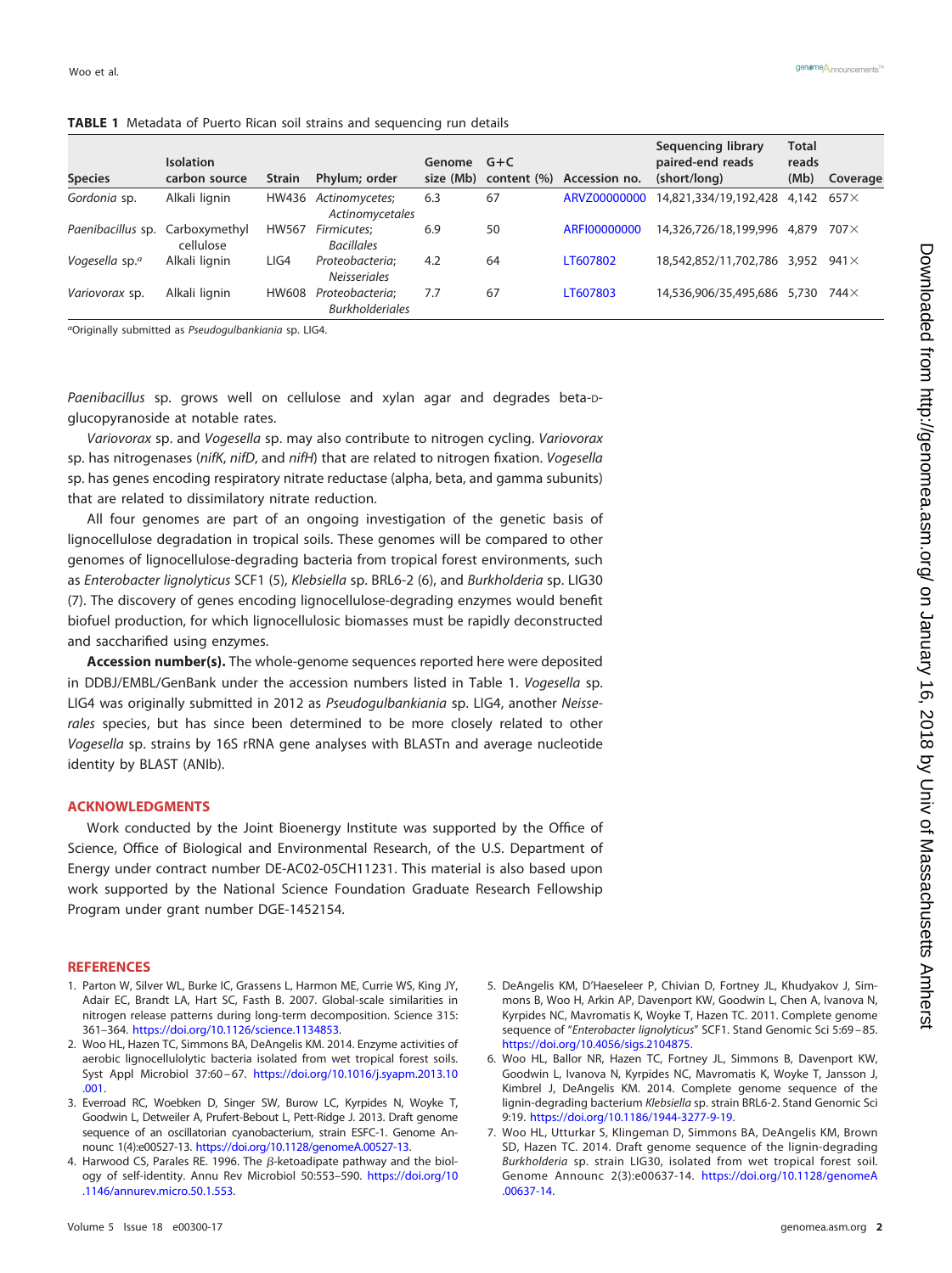**TABLE 1** Metadata of Puerto Rican soil strains and sequencing run details

| Species | Isolation carbon source | Strain | Phylum; order | Genome size (Mb) | G+C content (%) | Accession no. | Sequencing library paired-end reads (short/long) | Total reads (Mb) | Coverage |
|---|---|---|---|---|---|---|---|---|---|
| *Gordonia* sp. | Alkali lignin | HW436 | *Actinomycetes*; *Actinomycetales* | 6.3 | 67 | ARVZ00000000 | 14,821,334/19,192,428 | 4,142 | 657× |
| *Paenibacillus* sp. | Carboxymethyl cellulose | HW567 | *Firmicutes*; *Bacillales* | 6.9 | 50 | ARFI00000000 | 14,326,726/18,199,996 | 4,879 | 707× |
| *Vogesella* sp.[a] | Alkali lignin | LIG4 | *Proteobacteria*; *Neisseriales* | 4.2 | 64 | LT607802 | 18,542,852/11,702,786 | 3,952 | 941× |
| *Variovorax* sp. | Alkali lignin | HW608 | *Proteobacteria*; *Burkholderiales* | 7.7 | 67 | LT607803 | 14,536,906/35,495,686 | 5,730 | 744× |

[a]Originally submitted as *Pseudogulbankiania* sp. LIG4.

*Paenibacillus* sp. grows well on cellulose and xylan agar and degrades beta-D-glucopyranoside at notable rates.

*Variovorax* sp. and *Vogesella* sp. may also contribute to nitrogen cycling. *Variovorax* sp. has nitrogenases (*nifK*, *nifD*, and *nifH*) that are related to nitrogen fixation. *Vogesella* sp. has genes encoding respiratory nitrate reductase (alpha, beta, and gamma subunits) that are related to dissimilatory nitrate reduction.

All four genomes are part of an ongoing investigation of the genetic basis of lignocellulose degradation in tropical soils. These genomes will be compared to other genomes of lignocellulose-degrading bacteria from tropical forest environments, such as *Enterobacter lignolyticus* SCF1 (5), *Klebsiella* sp. BRL6-2 (6), and *Burkholderia* sp. LIG30 (7). The discovery of genes encoding lignocellulose-degrading enzymes would benefit biofuel production, for which lignocellulosic biomasses must be rapidly deconstructed and saccharified using enzymes.

**Accession number(s).** The whole-genome sequences reported here were deposited in DDBJ/EMBL/GenBank under the accession numbers listed in Table 1. *Vogesella* sp. LIG4 was originally submitted in 2012 as *Pseudogulbankiania* sp. LIG4, another *Neisseriales* species, but has since been determined to be more closely related to other *Vogesella* sp. strains by 16S rRNA gene analyses with BLASTn and average nucleotide identity by BLAST (ANIb).

## ACKNOWLEDGMENTS

Work conducted by the Joint Bioenergy Institute was supported by the Office of Science, Office of Biological and Environmental Research, of the U.S. Department of Energy under contract number DE-AC02-05CH11231. This material is also based upon work supported by the National Science Foundation Graduate Research Fellowship Program under grant number DGE-1452154.

## REFERENCES

1. Parton W, Silver WL, Burke IC, Grassens L, Harmon ME, Currie WS, King JY, Adair EC, Brandt LA, Hart SC, Fasth B. 2007. Global-scale similarities in nitrogen release patterns during long-term decomposition. Science 315: 361–364. https://doi.org/10.1126/science.1134853.
2. Woo HL, Hazen TC, Simmons BA, DeAngelis KM. 2014. Enzyme activities of aerobic lignocellulolytic bacteria isolated from wet tropical forest soils. Syst Appl Microbiol 37:60–67. https://doi.org/10.1016/j.syapm.2013.10.001.
3. Everroad RC, Woebken D, Singer SW, Burow LC, Kyrpides N, Woyke T, Goodwin L, Detweiler A, Prufert-Bebout L, Pett-Ridge J. 2013. Draft genome sequence of an oscillatorian cyanobacterium, strain ESFC-1. Genome Announc 1(4):e00527-13. https://doi.org/10.1128/genomeA.00527-13.
4. Harwood CS, Parales RE. 1996. The β-ketoadipate pathway and the biology of self-identity. Annu Rev Microbiol 50:553–590. https://doi.org/10.1146/annurev.micro.50.1.553.
5. DeAngelis KM, D'Haeseleer P, Chivian D, Fortney JL, Khudyakov J, Simmons B, Woo H, Arkin AP, Davenport KW, Goodwin L, Chen A, Ivanova N, Kyrpides NC, Mavromatis K, Woyke T, Hazen TC. 2011. Complete genome sequence of "*Enterobacter lignolyticus*" SCF1. Stand Genomic Sci 5:69–85. https://doi.org/10.4056/sigs.2104875.
6. Woo HL, Ballor NR, Hazen TC, Fortney JL, Simmons B, Davenport KW, Goodwin L, Ivanova N, Kyrpides NC, Mavromatis K, Woyke T, Jansson J, Kimbrel J, DeAngelis KM. 2014. Complete genome sequence of the lignin-degrading bacterium *Klebsiella* sp. strain BRL6-2. Stand Genomic Sci 9:19. https://doi.org/10.1186/1944-3277-9-19.
7. Woo HL, Utturkar S, Klingeman D, Simmons BA, DeAngelis KM, Brown SD, Hazen TC. 2014. Draft genome sequence of the lignin-degrading *Burkholderia* sp. strain LIG30, isolated from wet tropical forest soil. Genome Announc 2(3):e00637-14. https://doi.org/10.1128/genomeA.00637-14.